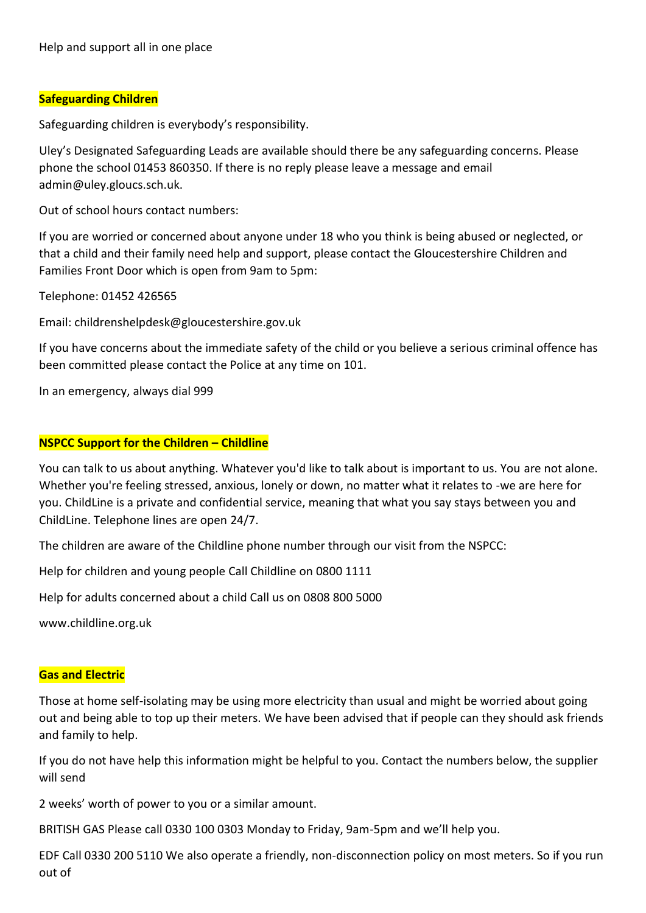Help and support all in one place

## Safeguarding Children

Safeguarding children is everybody's responsibility.

Uley's Designated Safeguarding Leads are available should there be any safeguarding concerns. Please phone the school 01453 860350. If there is no reply please leave a message and email admin@uley.gloucs.sch.uk.

Out of school hours contact numbers:

If you are worried or concerned about anyone under 18 who you think is being abused or neglected, or that a child and their family need help and support, please contact the Gloucestershire Children and Families Front Door which is open from 9am to 5pm:

Telephone: 01452 426565

Email: childrenshelpdesk@gloucestershire.gov.uk

If you have concerns about the immediate safety of the child or you believe a serious criminal offence has been committed please contact the Police at any time on 101.

In an emergency, always dial 999

## NSPCC Support for the Children – Childline

You can talk to us about anything. Whatever you'd like to talk about is important to us. You are not alone. Whether you're feeling stressed, anxious, lonely or down, no matter what it relates to -we are here for you. ChildLine is a private and confidential service, meaning that what you say stays between you and ChildLine. Telephone lines are open 24/7.

The children are aware of the Childline phone number through our visit from the NSPCC:

Help for children and young people Call Childline on 0800 1111

Help for adults concerned about a child Call us on 0808 800 5000

www.childline.org.uk

## Gas and Electric

Those at home self-isolating may be using more electricity than usual and might be worried about going out and being able to top up their meters. We have been advised that if people can they should ask friends and family to help.

If you do not have help this information might be helpful to you. Contact the numbers below, the supplier will send

2 weeks' worth of power to you or a similar amount.

BRITISH GAS Please call 0330 100 0303 Monday to Friday, 9am-5pm and we'll help you.

EDF Call 0330 200 5110 We also operate a friendly, non-disconnection policy on most meters. So if you run out of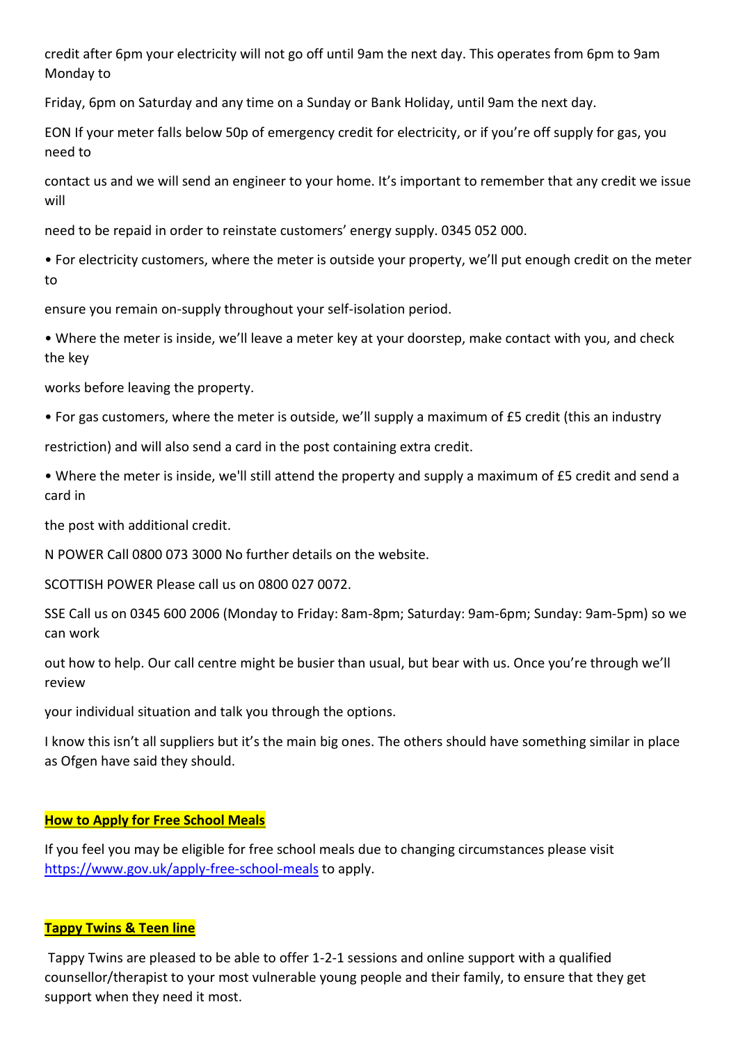credit after 6pm your electricity will not go off until 9am the next day. This operates from 6pm to 9am Monday to Friday, 6pm on Saturday and any time on a Sunday or Bank Holiday, until 9am the next day.

EON If your meter falls below 50p of emergency credit for electricity, or if you're off supply for gas, you need to contact us and we will send an engineer to your home. It's important to remember that any credit we issue will need to be repaid in order to reinstate customers' energy supply. 0345 052 000.

- For electricity customers, where the meter is outside your property, we'll put enough credit on the meter to ensure you remain on-supply throughout your self-isolation period.
- Where the meter is inside, we'll leave a meter key at your doorstep, make contact with you, and check the key works before leaving the property.
- For gas customers, where the meter is outside, we'll supply a maximum of £5 credit (this an industry restriction) and will also send a card in the post containing extra credit.
- Where the meter is inside, we'll still attend the property and supply a maximum of £5 credit and send a card in the post with additional credit.

N POWER Call 0800 073 3000 No further details on the website.

SCOTTISH POWER Please call us on 0800 027 0072.

SSE Call us on 0345 600 2006 (Monday to Friday: 8am-8pm; Saturday: 9am-6pm; Sunday: 9am-5pm) so we can work out how to help. Our call centre might be busier than usual, but bear with us. Once you're through we'll review your individual situation and talk you through the options.

I know this isn't all suppliers but it's the main big ones. The others should have something similar in place as Ofgen have said they should.

## How to Apply for Free School Meals

If you feel you may be eligible for free school meals due to changing circumstances please visit https://www.gov.uk/apply-free-school-meals to apply.

## Tappy Twins & Teen line

Tappy Twins are pleased to be able to offer 1-2-1 sessions and online support with a qualified counsellor/therapist to your most vulnerable young people and their family, to ensure that they get support when they need it most.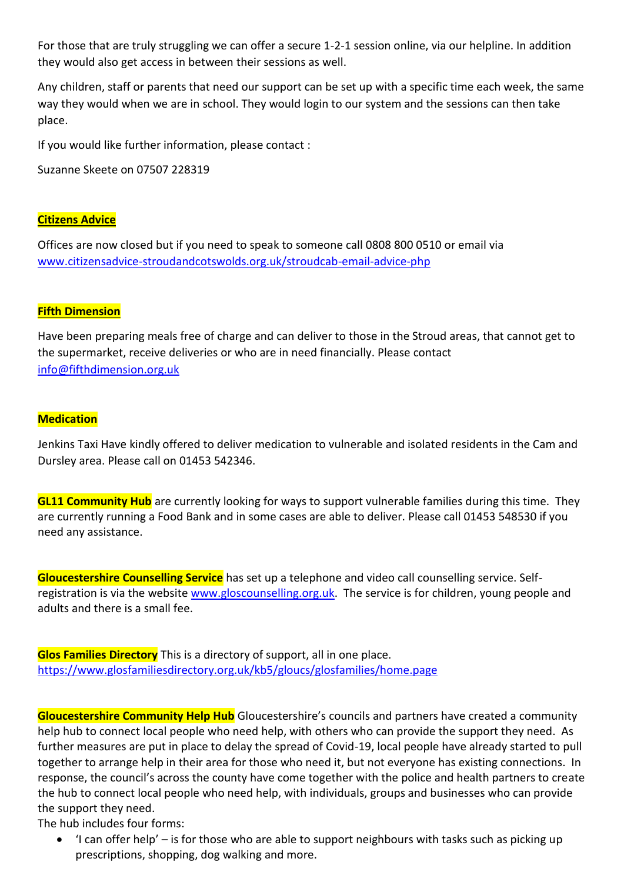For those that are truly struggling we can offer a secure 1-2-1 session online, via our helpline. In addition they would also get access in between their sessions as well.

Any children, staff or parents that need our support can be set up with a specific time each week, the same way they would when we are in school. They would login to our system and the sessions can then take place.

If you would like further information, please contact :

Suzanne Skeete on 07507 228319

**Citizens Advice**

Offices are now closed but if you need to speak to someone call 0808 800 0510 or email via [www.citizensadvice-stroudandcotswolds.org.uk/stroudcab-email-advice-php](www.citizensadvice-stroudandcotswolds.org.uk/stroudcab-email-advice-php)

**Fifth Dimension**

Have been preparing meals free of charge and can deliver to those in the Stroud areas, that cannot get to the supermarket, receive deliveries or who are in need financially. Please contact [info@fifthdimension.org.uk](mailto:info@fifthdimension.org.uk)

**Medication**

Jenkins Taxi Have kindly offered to deliver medication to vulnerable and isolated residents in the Cam and Dursley area. Please call on 01453 542346.

**GL11 Community Hub** are currently looking for ways to support vulnerable families during this time. They are currently running a Food Bank and in some cases are able to deliver. Please call 01453 548530 if you need any assistance.

**Gloucestershire Counselling Service** has set up a telephone and video call counselling service. Self-registration is via the website [www.gloscounselling.org.uk](www.gloscounselling.org.uk). The service is for children, young people and adults and there is a small fee.

**Glos Families Directory** This is a directory of support, all in one place. [https://www.glosfamiliesdirectory.org.uk/kb5/gloucs/glosfamilies/home.page](https://www.glosfamiliesdirectory.org.uk/kb5/gloucs/glosfamilies/home.page)

**Gloucestershire Community Help Hub** Gloucestershire's councils and partners have created a community help hub to connect local people who need help, with others who can provide the support they need. As further measures are put in place to delay the spread of Covid-19, local people have already started to pull together to arrange help in their area for those who need it, but not everyone has existing connections. In response, the council's across the county have come together with the police and health partners to create the hub to connect local people who need help, with individuals, groups and businesses who can provide the support they need.

The hub includes four forms:

- 'I can offer help' – is for those who are able to support neighbours with tasks such as picking up prescriptions, shopping, dog walking and more.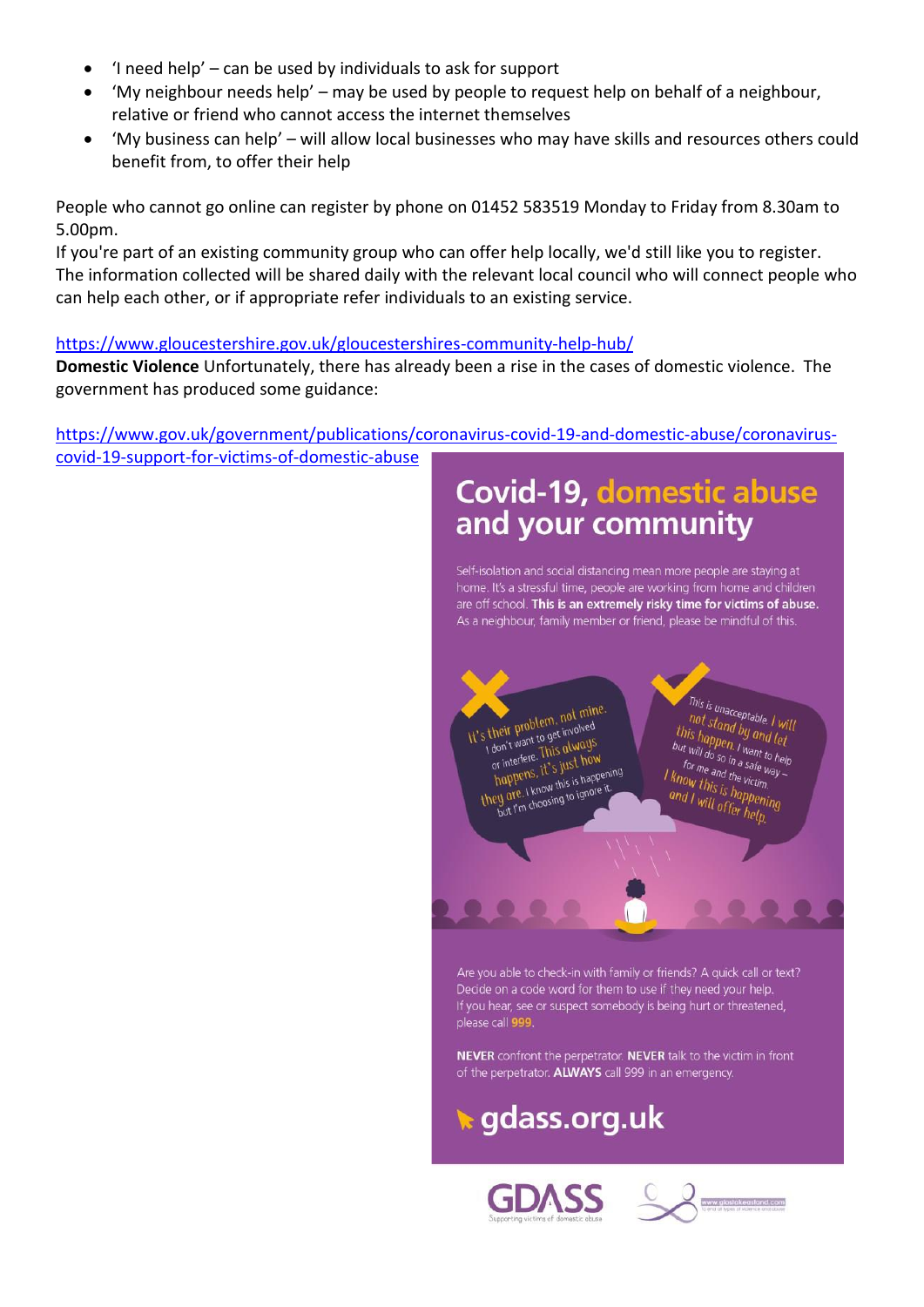- 'I need help' – can be used by individuals to ask for support
- 'My neighbour needs help' – may be used by people to request help on behalf of a neighbour, relative or friend who cannot access the internet themselves
- 'My business can help' – will allow local businesses who may have skills and resources others could benefit from, to offer their help

People who cannot go online can register by phone on 01452 583519 Monday to Friday from 8.30am to 5.00pm.
If you're part of an existing community group who can offer help locally, we'd still like you to register. The information collected will be shared daily with the relevant local council who will connect people who can help each other, or if appropriate refer individuals to an existing service.

https://www.gloucestershire.gov.uk/gloucestershires-community-help-hub/

**Domestic Violence** Unfortunately, there has already been a rise in the cases of domestic violence. The government has produced some guidance:

https://www.gov.uk/government/publications/coronavirus-covid-19-and-domestic-abuse/coronavirus-covid-19-support-for-victims-of-domestic-abuse

## Covid-19, domestic abuse and your community

Self-isolation and social distancing mean more people are staying at home. It's a stressful time, people are working from home and children are off school. **This is an extremely risky time for victims of abuse.** As a neighbour, family member or friend, please be mindful of this.

It's their problem, not mine. I don't want to get involved or interfere. This always happens, it's just how they are. I know this is happening but I'm choosing to ignore it.

This is unacceptable. I will not stand by and let this happen. I want to help but will do so in a safe way – for me and the victim. I know this is happening and I will offer help.

Are you able to check-in with family or friends? A quick call or text? Decide on a code word for them to use if they need your help. If you hear, see or suspect somebody is being hurt or threatened, please call **999**.

**NEVER** confront the perpetrator. **NEVER** talk to the victim in front of the perpetrator. **ALWAYS** call 999 in an emergency.

**gdass.org.uk**

GDASS Supporting victims of domestic abuse

www.glostakeastand.com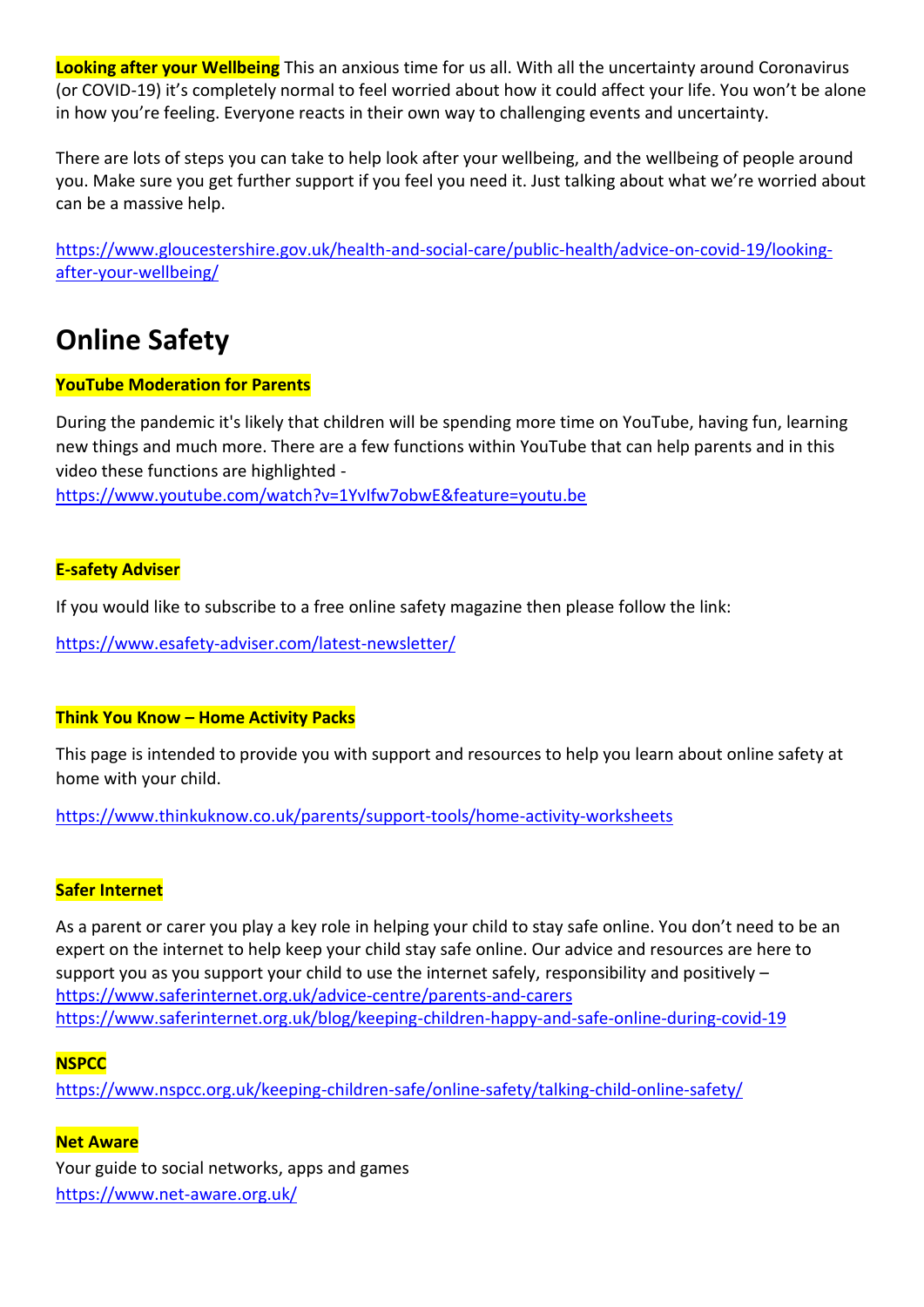**Looking after your Wellbeing** This an anxious time for us all. With all the uncertainty around Coronavirus (or COVID-19) it's completely normal to feel worried about how it could affect your life. You won't be alone in how you're feeling. Everyone reacts in their own way to challenging events and uncertainty.

There are lots of steps you can take to help look after your wellbeing, and the wellbeing of people around you. Make sure you get further support if you feel you need it. Just talking about what we're worried about can be a massive help.

https://www.gloucestershire.gov.uk/health-and-social-care/public-health/advice-on-covid-19/looking-after-your-wellbeing/

# Online Safety

**YouTube Moderation for Parents**

During the pandemic it's likely that children will be spending more time on YouTube, having fun, learning new things and much more. There are a few functions within YouTube that can help parents and in this video these functions are highlighted - https://www.youtube.com/watch?v=1YvIfw7obwE&feature=youtu.be

**E-safety Adviser**

If you would like to subscribe to a free online safety magazine then please follow the link:

https://www.esafety-adviser.com/latest-newsletter/

**Think You Know – Home Activity Packs**

This page is intended to provide you with support and resources to help you learn about online safety at home with your child.

https://www.thinkuknow.co.uk/parents/support-tools/home-activity-worksheets

**Safer Internet**

As a parent or carer you play a key role in helping your child to stay safe online. You don't need to be an expert on the internet to help keep your child stay safe online. Our advice and resources are here to support you as you support your child to use the internet safely, responsibility and positively –
https://www.saferinternet.org.uk/advice-centre/parents-and-carers
https://www.saferinternet.org.uk/blog/keeping-children-happy-and-safe-online-during-covid-19

**NSPCC**
https://www.nspcc.org.uk/keeping-children-safe/online-safety/talking-child-online-safety/

**Net Aware**
Your guide to social networks, apps and games
https://www.net-aware.org.uk/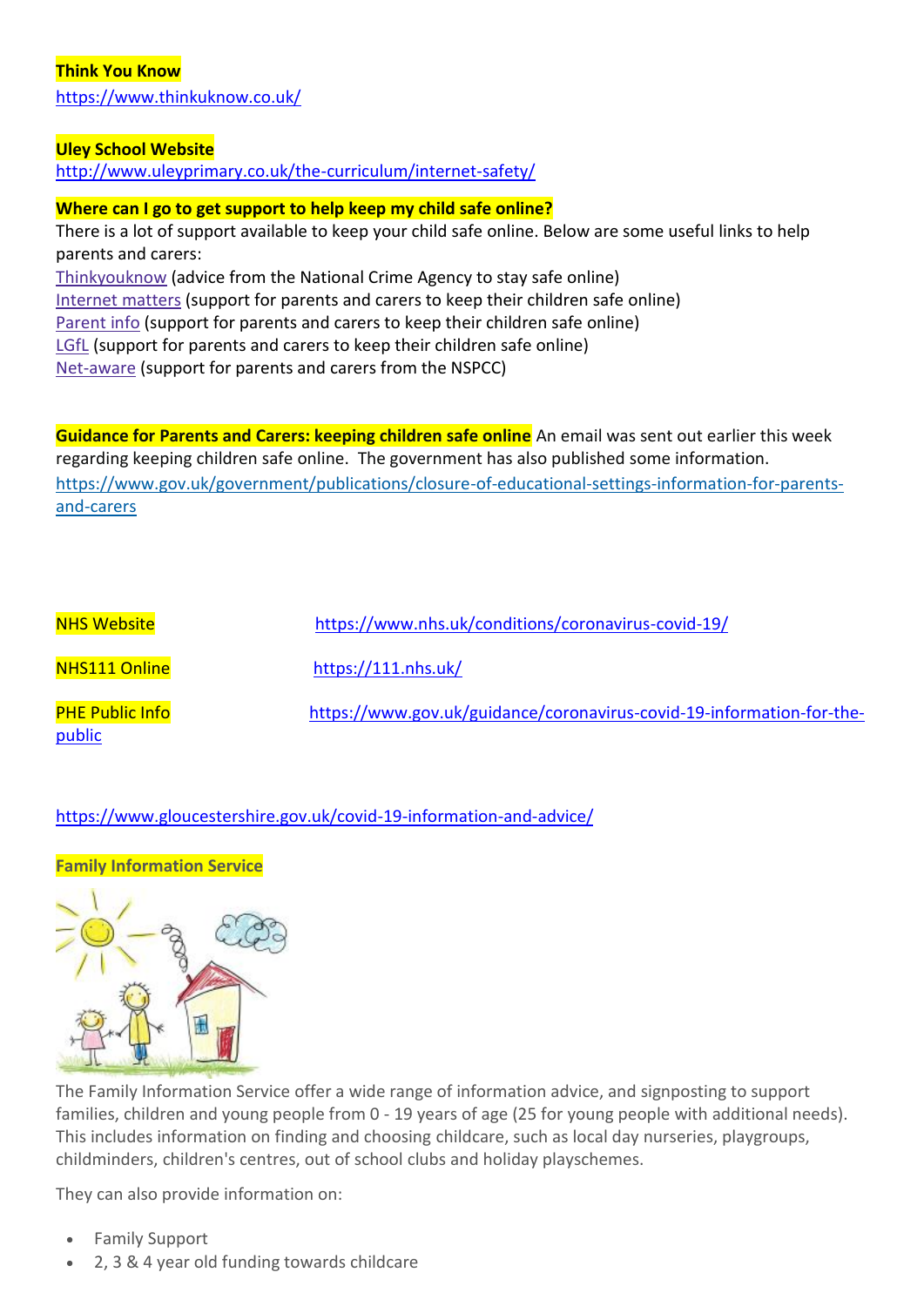**Think You Know**

https://www.thinkuknow.co.uk/

**Uley School Website**

http://www.uleyprimary.co.uk/the-curriculum/internet-safety/

**Where can I go to get support to help keep my child safe online?**

There is a lot of support available to keep your child safe online. Below are some useful links to help parents and carers:

Thinkyouknow (advice from the National Crime Agency to stay safe online)
Internet matters (support for parents and carers to keep their children safe online)
Parent info (support for parents and carers to keep their children safe online)
LGfL (support for parents and carers to keep their children safe online)
Net-aware (support for parents and carers from the NSPCC)

**Guidance for Parents and Carers: keeping children safe online** An email was sent out earlier this week regarding keeping children safe online. The government has also published some information.

https://www.gov.uk/government/publications/closure-of-educational-settings-information-for-parents-and-carers

NHS Website https://www.nhs.uk/conditions/coronavirus-covid-19/

NHS111 Online https://111.nhs.uk/

PHE Public Info https://www.gov.uk/guidance/coronavirus-covid-19-information-for-the-public

https://www.gloucestershire.gov.uk/covid-19-information-and-advice/

**Family Information Service**

The Family Information Service offer a wide range of information advice, and signposting to support families, children and young people from 0 - 19 years of age (25 for young people with additional needs). This includes information on finding and choosing childcare, such as local day nurseries, playgroups, childminders, children's centres, out of school clubs and holiday playschemes.

They can also provide information on:

- Family Support
- 2, 3 & 4 year old funding towards childcare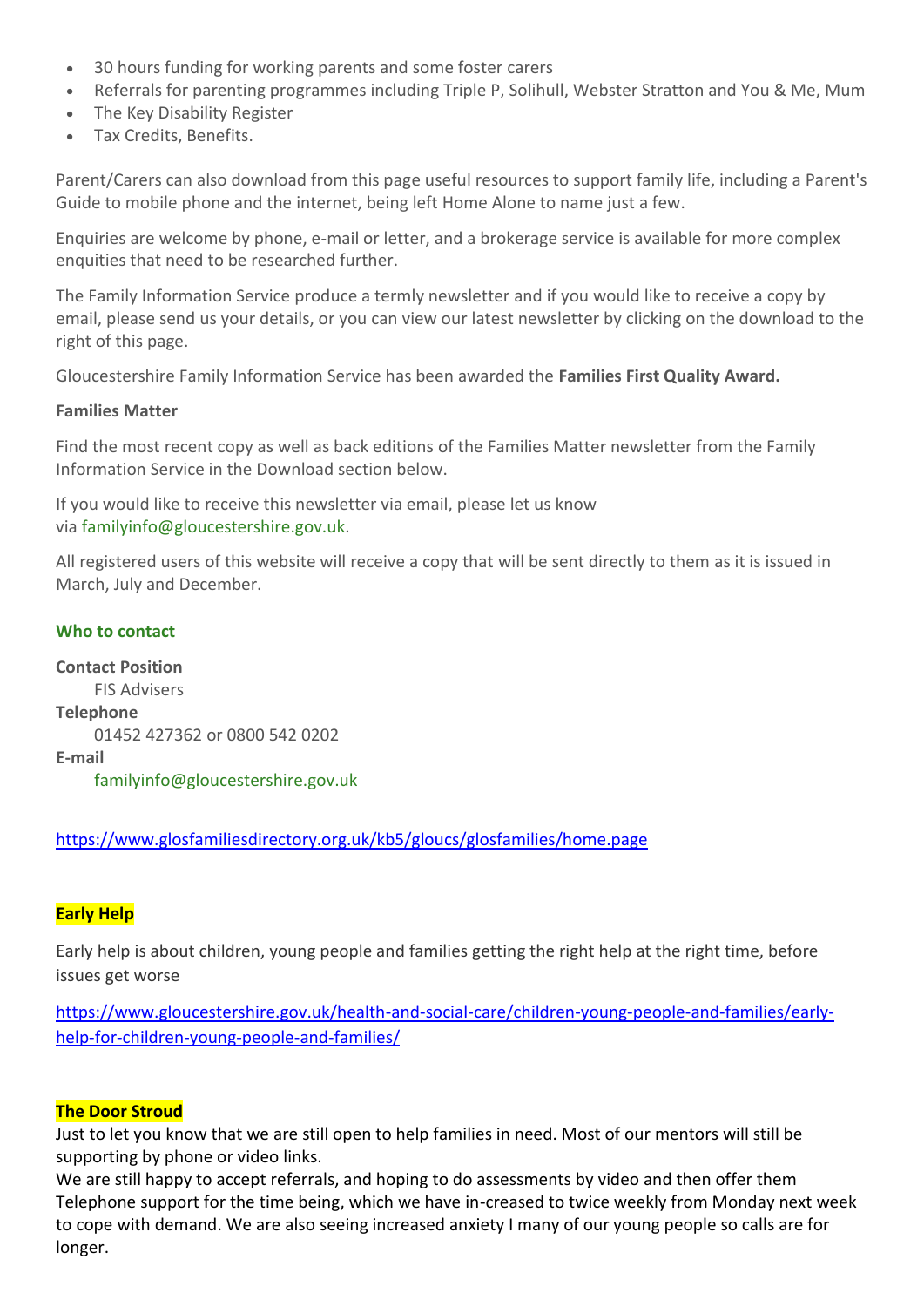- 30 hours funding for working parents and some foster carers
- Referrals for parenting programmes including Triple P, Solihull, Webster Stratton and You & Me, Mum
- The Key Disability Register
- Tax Credits, Benefits.

Parent/Carers can also download from this page useful resources to support family life, including a Parent's Guide to mobile phone and the internet, being left Home Alone to name just a few.

Enquiries are welcome by phone, e-mail or letter, and a brokerage service is available for more complex enquities that need to be researched further.

The Family Information Service produce a termly newsletter and if you would like to receive a copy by email, please send us your details, or you can view our latest newsletter by clicking on the download to the right of this page.

Gloucestershire Family Information Service has been awarded the **Families First Quality Award.**

**Families Matter**

Find the most recent copy as well as back editions of the Families Matter newsletter from the Family Information Service in the Download section below.

If you would like to receive this newsletter via email, please let us know via familyinfo@gloucestershire.gov.uk.

All registered users of this website will receive a copy that will be sent directly to them as it is issued in March, July and December.

**Who to contact**

**Contact Position**
FIS Advisers
**Telephone**
01452 427362 or 0800 542 0202
**E-mail**
familyinfo@gloucestershire.gov.uk

https://www.glosfamiliesdirectory.org.uk/kb5/gloucs/glosfamilies/home.page

**Early Help**

Early help is about children, young people and families getting the right help at the right time, before issues get worse

https://www.gloucestershire.gov.uk/health-and-social-care/children-young-people-and-families/early-help-for-children-young-people-and-families/

**The Door Stroud**

Just to let you know that we are still open to help families in need. Most of our mentors will still be supporting by phone or video links.
We are still happy to accept referrals, and hoping to do assessments by video and then offer them Telephone support for the time being, which we have in-creased to twice weekly from Monday next week to cope with demand. We are also seeing increased anxiety I many of our young people so calls are for longer.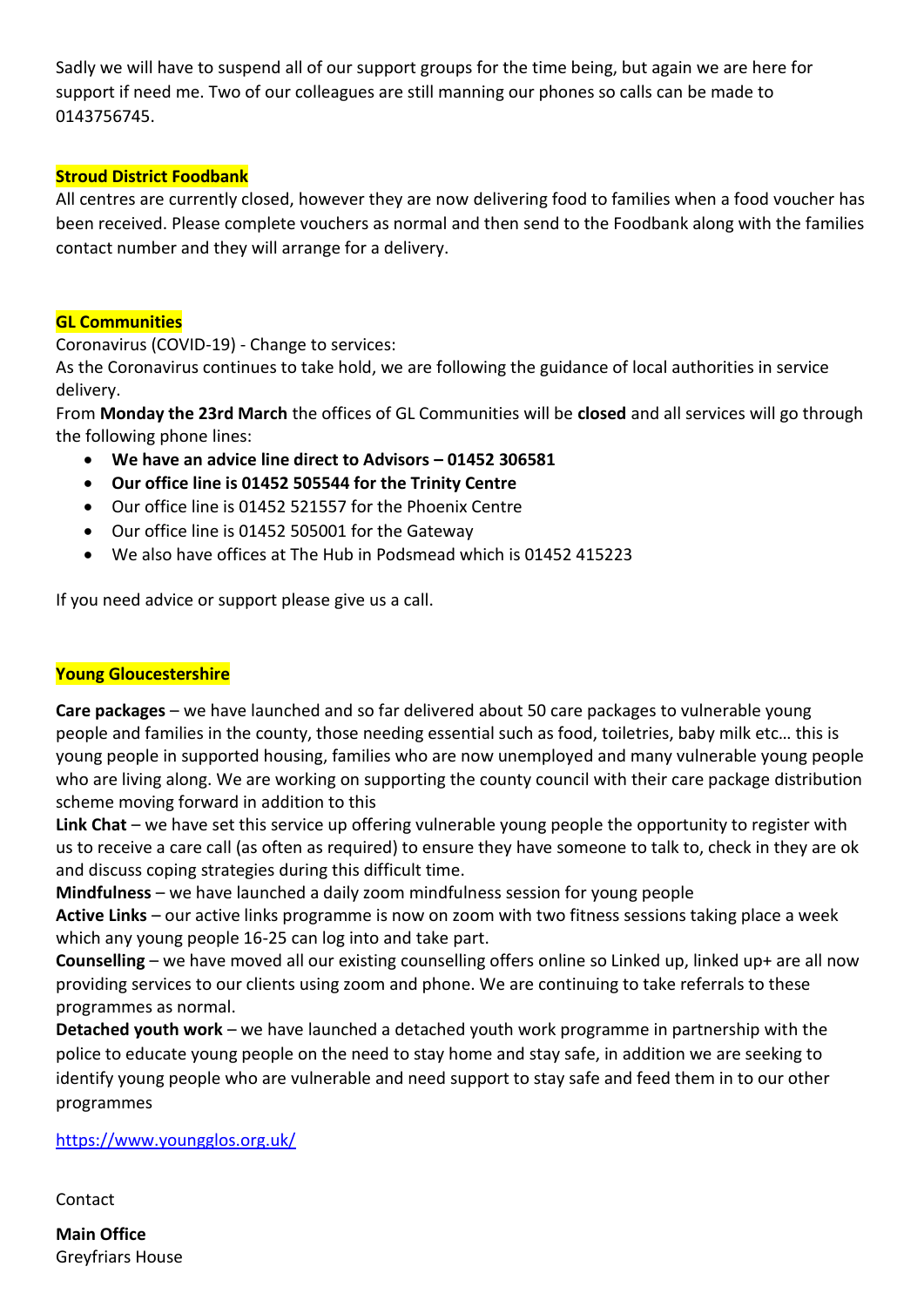Sadly we will have to suspend all of our support groups for the time being, but again we are here for support if need me. Two of our colleagues are still manning our phones so calls can be made to 0143756745.

**Stroud District Foodbank**

All centres are currently closed, however they are now delivering food to families when a food voucher has been received. Please complete vouchers as normal and then send to the Foodbank along with the families contact number and they will arrange for a delivery.

**GL Communities**

Coronavirus (COVID-19) - Change to services:

As the Coronavirus continues to take hold, we are following the guidance of local authorities in service delivery.

From **Monday the 23rd March** the offices of GL Communities will be **closed** and all services will go through the following phone lines:

- **We have an advice line direct to Advisors – 01452 306581**
- **Our office line is 01452 505544 for the Trinity Centre**
- Our office line is 01452 521557 for the Phoenix Centre
- Our office line is 01452 505001 for the Gateway
- We also have offices at The Hub in Podsmead which is 01452 415223

If you need advice or support please give us a call.

**Young Gloucestershire**

**Care packages** – we have launched and so far delivered about 50 care packages to vulnerable young people and families in the county, those needing essential such as food, toiletries, baby milk etc… this is young people in supported housing, families who are now unemployed and many vulnerable young people who are living along. We are working on supporting the county council with their care package distribution scheme moving forward in addition to this

**Link Chat** – we have set this service up offering vulnerable young people the opportunity to register with us to receive a care call (as often as required) to ensure they have someone to talk to, check in they are ok and discuss coping strategies during this difficult time.

**Mindfulness** – we have launched a daily zoom mindfulness session for young people

**Active Links** – our active links programme is now on zoom with two fitness sessions taking place a week which any young people 16-25 can log into and take part.

**Counselling** – we have moved all our existing counselling offers online so Linked up, linked up+ are all now providing services to our clients using zoom and phone. We are continuing to take referrals to these programmes as normal.

**Detached youth work** – we have launched a detached youth work programme in partnership with the police to educate young people on the need to stay home and stay safe, in addition we are seeking to identify young people who are vulnerable and need support to stay safe and feed them in to our other programmes

https://www.youngglos.org.uk/

Contact

**Main Office**
Greyfriars House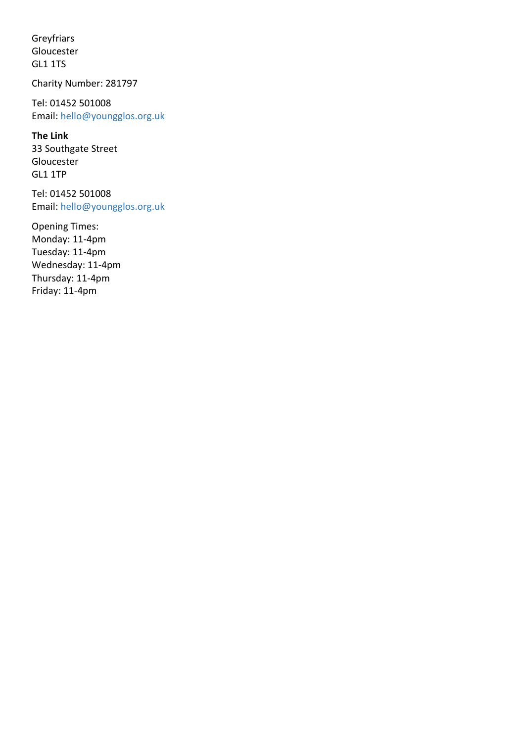Greyfriars
Gloucester
GL1 1TS

Charity Number: 281797

Tel: 01452 501008
Email: hello@youngglos.org.uk

**The Link**
33 Southgate Street
Gloucester
GL1 1TP

Tel: 01452 501008
Email: hello@youngglos.org.uk

Opening Times:
Monday: 11-4pm
Tuesday: 11-4pm
Wednesday: 11-4pm
Thursday: 11-4pm
Friday: 11-4pm